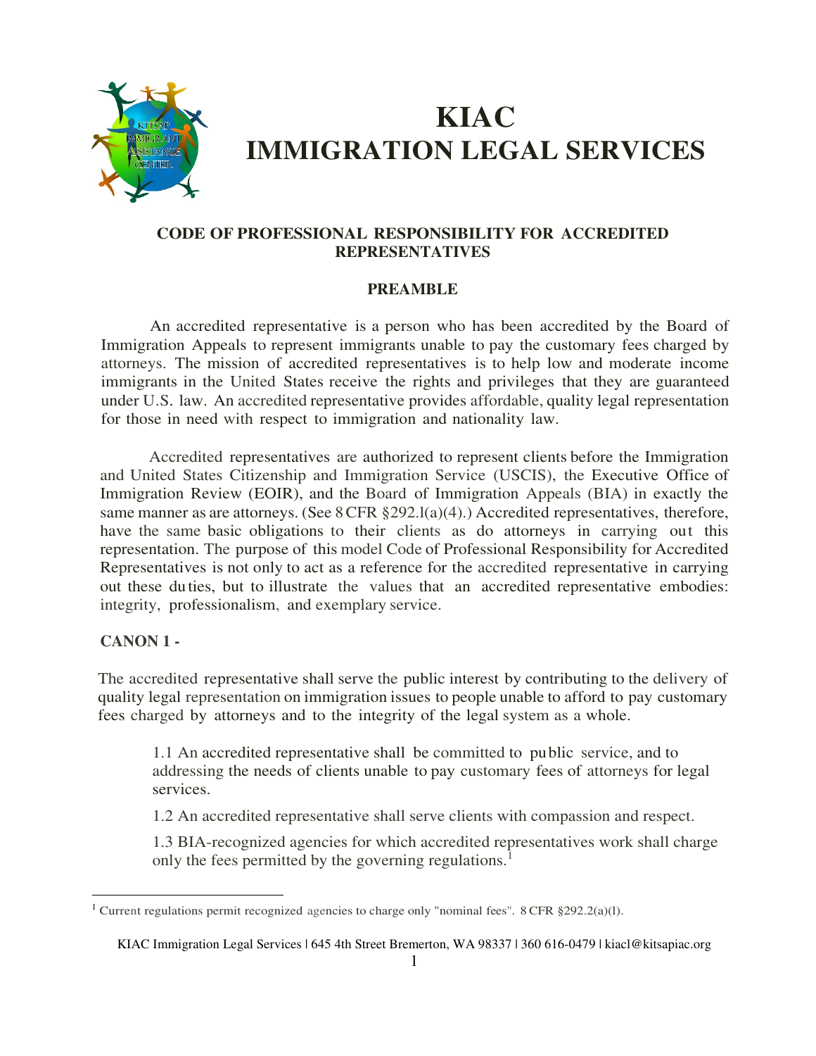# KIAC IMMIGRATION LEGAL SERVICES

## CODE OF PROFESSIONAL RESPONSIBILITY FOR ACCREDITED REPRESENTATIVES

### PREAMBLE

An accredited representative is a person who has been accredited by the Board of Immigration Appeals to represent immigrants unable to pay the customary fees charged by attorneys. The mission of accredited representatives is to help low and moderate income immigrants in the United States receive the rights and privileges that they are guaranteed under U.S. law. An accredited representative provides affordable, quality legal representation for those in need with respect to immigration and nationality law.

Accredited representatives are authorized to represent clients before the Immigration and United States Citizenship and Immigration Service (USCIS), the Executive Office of Immigration Review (EOIR), and the Board of Immigration Appeals (BIA) in exactly the same manner as are attorneys. (See 8 CFR §292.l(a)(4).) Accredited representatives, therefore, have the same basic obligations to their clients as do attorneys in carrying out this representation. The purpose of this model Code of Professional Responsibility for Accredited Representatives is not only to act as a reference for the accredited representative in carrying out these duties, but to illustrate the values that an accredited representative embodies: integrity, professionalism, and exemplary service.

### CANON 1 -

The accredited representative shall serve the public interest by contributing to the delivery of quality legal representation on immigration issues to people unable to afford to pay customary fees charged by attorneys and to the integrity of the legal system as a whole.

1.1 An accredited representative shall be committed to public service, and to addressing the needs of clients unable to pay customary fees of attorneys for legal services.

1.2 An accredited representative shall serve clients with compassion and respect.

1.3 BIA-recognized agencies for which accredited representatives work shall charge only the fees permitted by the governing regulations.[1]

---

[1] Current regulations permit recognized agencies to charge only "nominal fees". 8 CFR §292.2(a)(l).

KIAC Immigration Legal Services | 645 4th Street Bremerton, WA 98337 | 360 616-0479 | kiacl@kitsapiac.org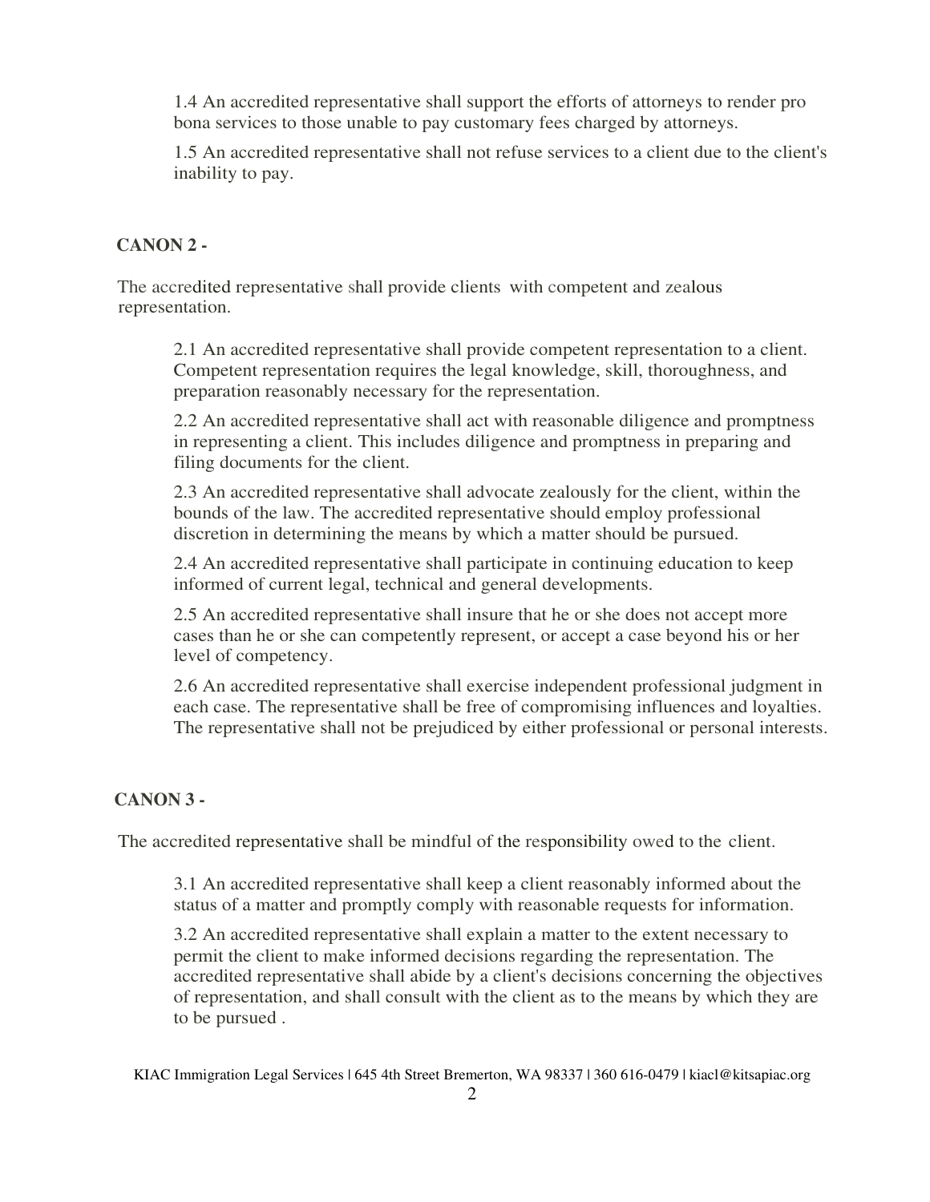1.4 An accredited representative shall support the efforts of attorneys to render pro bona services to those unable to pay customary fees charged by attorneys.

1.5 An accredited representative shall not refuse services to a client due to the client's inability to pay.

**CANON 2 -**

The accredited representative shall provide clients with competent and zealous representation.

2.1 An accredited representative shall provide competent representation to a client. Competent representation requires the legal knowledge, skill, thoroughness, and preparation reasonably necessary for the representation.

2.2 An accredited representative shall act with reasonable diligence and promptness in representing a client. This includes diligence and promptness in preparing and filing documents for the client.

2.3 An accredited representative shall advocate zealously for the client, within the bounds of the law. The accredited representative should employ professional discretion in determining the means by which a matter should be pursued.

2.4 An accredited representative shall participate in continuing education to keep informed of current legal, technical and general developments.

2.5 An accredited representative shall insure that he or she does not accept more cases than he or she can competently represent, or accept a case beyond his or her level of competency.

2.6 An accredited representative shall exercise independent professional judgment in each case. The representative shall be free of compromising influences and loyalties. The representative shall not be prejudiced by either professional or personal interests.

**CANON 3 -**

The accredited representative shall be mindful of the responsibility owed to the client.

3.1 An accredited representative shall keep a client reasonably informed about the status of a matter and promptly comply with reasonable requests for information.

3.2 An accredited representative shall explain a matter to the extent necessary to permit the client to make informed decisions regarding the representation. The accredited representative shall abide by a client's decisions concerning the objectives of representation, and shall consult with the client as to the means by which they are to be pursued .

KIAC Immigration Legal Services | 645 4th Street Bremerton, WA 98337 | 360 616-0479 | kiacl@kitsapiac.org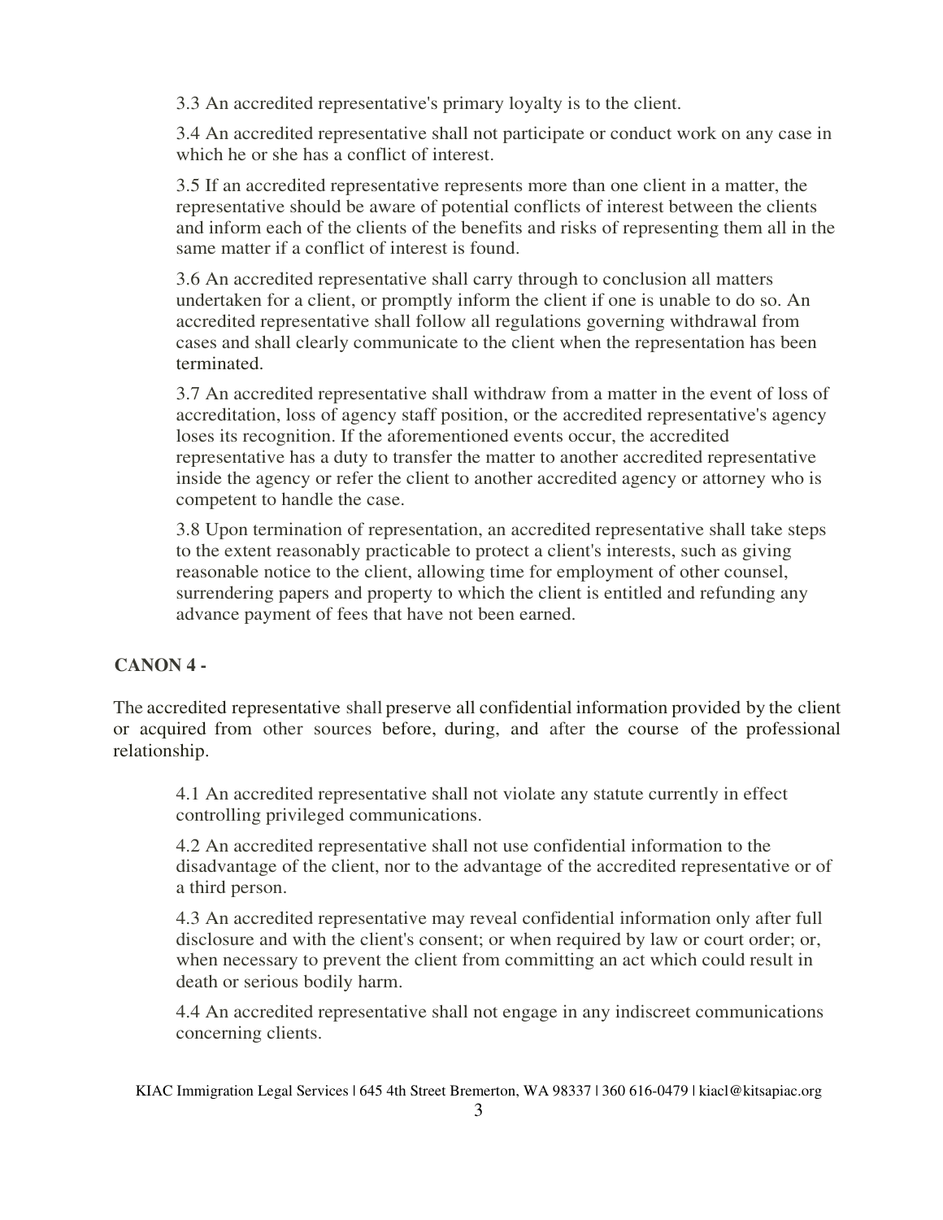3.3 An accredited representative's primary loyalty is to the client.

3.4 An accredited representative shall not participate or conduct work on any case in which he or she has a conflict of interest.

3.5 If an accredited representative represents more than one client in a matter, the representative should be aware of potential conflicts of interest between the clients and inform each of the clients of the benefits and risks of representing them all in the same matter if a conflict of interest is found.

3.6 An accredited representative shall carry through to conclusion all matters undertaken for a client, or promptly inform the client if one is unable to do so. An accredited representative shall follow all regulations governing withdrawal from cases and shall clearly communicate to the client when the representation has been terminated.

3.7 An accredited representative shall withdraw from a matter in the event of loss of accreditation, loss of agency staff position, or the accredited representative's agency loses its recognition. If the aforementioned events occur, the accredited representative has a duty to transfer the matter to another accredited representative inside the agency or refer the client to another accredited agency or attorney who is competent to handle the case.

3.8 Upon termination of representation, an accredited representative shall take steps to the extent reasonably practicable to protect a client's interests, such as giving reasonable notice to the client, allowing time for employment of other counsel, surrendering papers and property to which the client is entitled and refunding any advance payment of fees that have not been earned.

**CANON 4 -**

The accredited representative shall preserve all confidential information provided by the client or acquired from other sources before, during, and after the course of the professional relationship.

4.1 An accredited representative shall not violate any statute currently in effect controlling privileged communications.

4.2 An accredited representative shall not use confidential information to the disadvantage of the client, nor to the advantage of the accredited representative or of a third person.

4.3 An accredited representative may reveal confidential information only after full disclosure and with the client's consent; or when required by law or court order; or, when necessary to prevent the client from committing an act which could result in death or serious bodily harm.

4.4 An accredited representative shall not engage in any indiscreet communications concerning clients.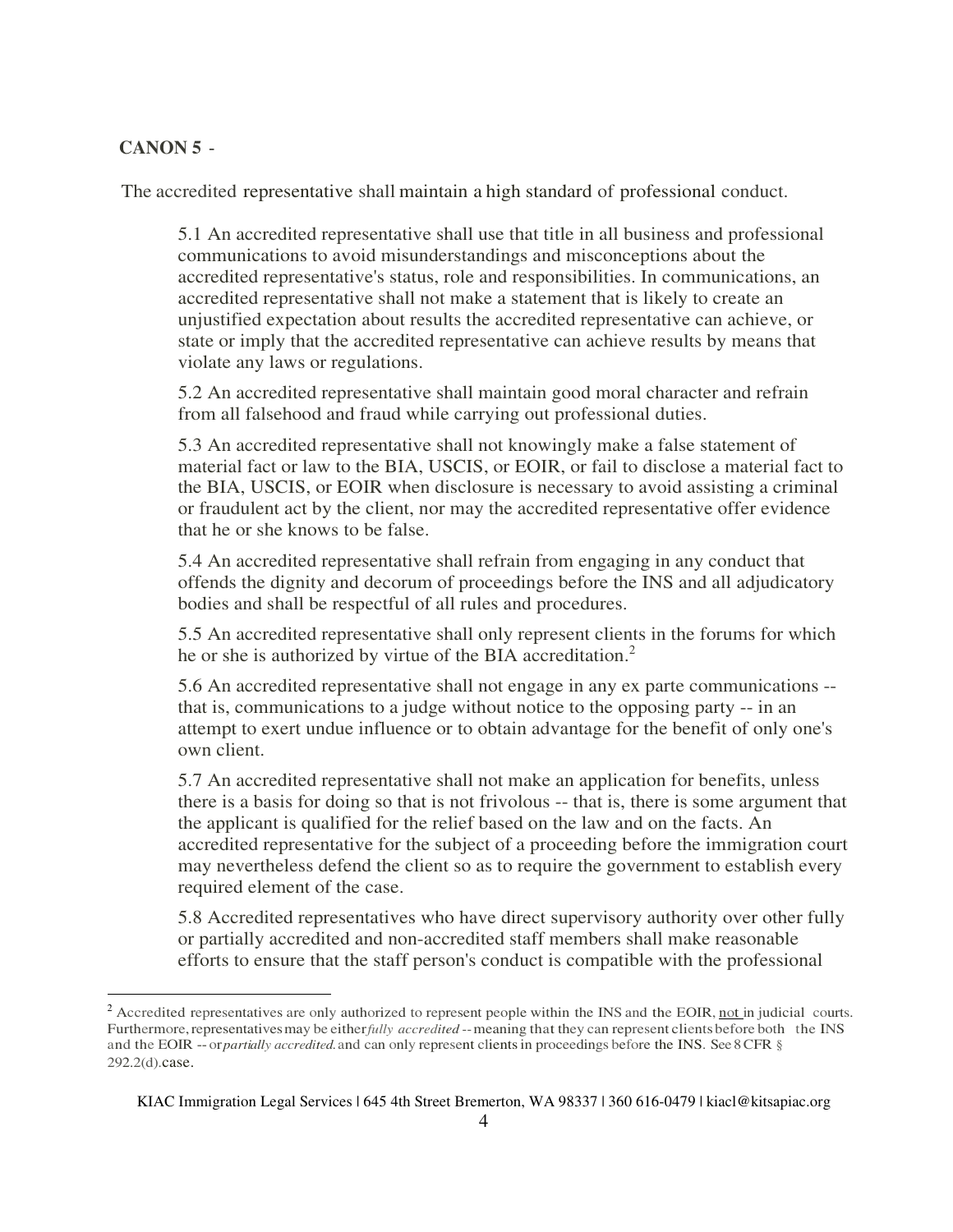**CANON 5** -

The accredited representative shall maintain a high standard of professional conduct.

5.1 An accredited representative shall use that title in all business and professional communications to avoid misunderstandings and misconceptions about the accredited representative's status, role and responsibilities. In communications, an accredited representative shall not make a statement that is likely to create an unjustified expectation about results the accredited representative can achieve, or state or imply that the accredited representative can achieve results by means that violate any laws or regulations.

5.2 An accredited representative shall maintain good moral character and refrain from all falsehood and fraud while carrying out professional duties.

5.3 An accredited representative shall not knowingly make a false statement of material fact or law to the BIA, USCIS, or EOIR, or fail to disclose a material fact to the BIA, USCIS, or EOIR when disclosure is necessary to avoid assisting a criminal or fraudulent act by the client, nor may the accredited representative offer evidence that he or she knows to be false.

5.4 An accredited representative shall refrain from engaging in any conduct that offends the dignity and decorum of proceedings before the INS and all adjudicatory bodies and shall be respectful of all rules and procedures.

5.5 An accredited representative shall only represent clients in the forums for which he or she is authorized by virtue of the BIA accreditation.[2]

5.6 An accredited representative shall not engage in any ex parte communications -- that is, communications to a judge without notice to the opposing party -- in an attempt to exert undue influence or to obtain advantage for the benefit of only one's own client.

5.7 An accredited representative shall not make an application for benefits, unless there is a basis for doing so that is not frivolous -- that is, there is some argument that the applicant is qualified for the relief based on the law and on the facts. An accredited representative for the subject of a proceeding before the immigration court may nevertheless defend the client so as to require the government to establish every required element of the case.

5.8 Accredited representatives who have direct supervisory authority over other fully or partially accredited and non-accredited staff members shall make reasonable efforts to ensure that the staff person's conduct is compatible with the professional

---

[2] Accredited representatives are only authorized to represent people within the INS and the EOIR, not in judicial courts. Furthermore, representatives may be either *fully accredited* -- meaning that they can represent clients before both the INS and the EOIR -- or *partially accredited.* and can only represent clients in proceedings before the INS. See 8 CFR § 292.2(d).case.

KIAC Immigration Legal Services | 645 4th Street Bremerton, WA 98337 | 360 616-0479 | kiacl@kitsapiac.org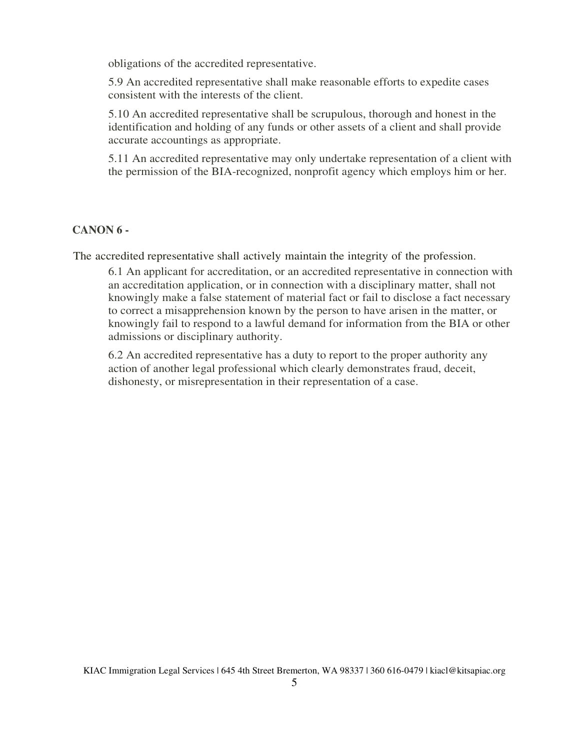obligations of the accredited representative.

5.9 An accredited representative shall make reasonable efforts to expedite cases consistent with the interests of the client.

5.10 An accredited representative shall be scrupulous, thorough and honest in the identification and holding of any funds or other assets of a client and shall provide accurate accountings as appropriate.

5.11 An accredited representative may only undertake representation of a client with the permission of the BIA-recognized, nonprofit agency which employs him or her.

**CANON 6 -**

The accredited representative shall actively maintain the integrity of the profession.

6.1 An applicant for accreditation, or an accredited representative in connection with an accreditation application, or in connection with a disciplinary matter, shall not knowingly make a false statement of material fact or fail to disclose a fact necessary to correct a misapprehension known by the person to have arisen in the matter, or knowingly fail to respond to a lawful demand for information from the BIA or other admissions or disciplinary authority.

6.2 An accredited representative has a duty to report to the proper authority any action of another legal professional which clearly demonstrates fraud, deceit, dishonesty, or misrepresentation in their representation of a case.